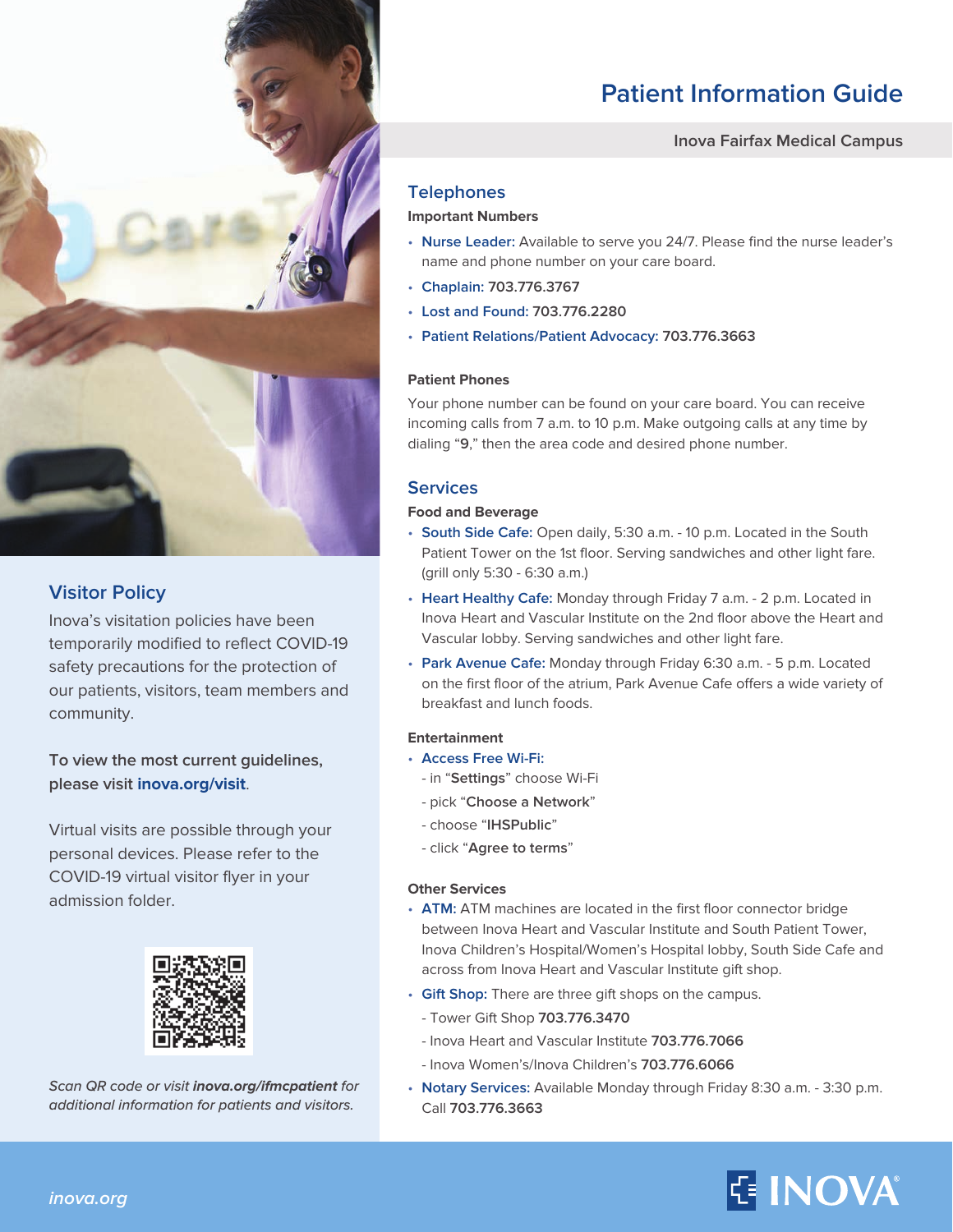# Patient Information Guide

Inova Fairfax Medical Campus

## Telephones

**Important Numbers**

- **Nurse Leader:** Available to serve you 24/7. Please find the nurse leader's name and phone number on your care board.
- **Chaplain:** 703.776.3767
- **Lost and Found:** 703.776.2280
- **Patient Relations/Patient Advocacy:** 703.776.3663

**Patient Phones**

Your phone number can be found on your care board. You can receive incoming calls from 7 a.m. to 10 p.m. Make outgoing calls at any time by dialing "**9**," then the area code and desired phone number.

## Services

**Food and Beverage**

- **South Side Cafe:** Open daily, 5:30 a.m. - 10 p.m. Located in the South Patient Tower on the 1st floor. Serving sandwiches and other light fare. (grill only 5:30 - 6:30 a.m.)
- **Heart Healthy Cafe:** Monday through Friday 7 a.m. - 2 p.m. Located in Inova Heart and Vascular Institute on the 2nd floor above the Heart and Vascular lobby. Serving sandwiches and other light fare.
- **Park Avenue Cafe:** Monday through Friday 6:30 a.m. - 5 p.m. Located on the first floor of the atrium, Park Avenue Cafe offers a wide variety of breakfast and lunch foods.

**Entertainment**

- **Access Free Wi-Fi:**
  - in "**Settings**" choose Wi-Fi
  - pick "**Choose a Network**"
  - choose "**IHSPublic**"
  - click "**Agree to terms**"

**Other Services**

- **ATM:** ATM machines are located in the first floor connector bridge between Inova Heart and Vascular Institute and South Patient Tower, Inova Children's Hospital/Women's Hospital lobby, South Side Cafe and across from Inova Heart and Vascular Institute gift shop.
- **Gift Shop:** There are three gift shops on the campus.
  - Tower Gift Shop **703.776.3470**
  - Inova Heart and Vascular Institute **703.776.7066**
  - Inova Women's/Inova Children's **703.776.6066**
- **Notary Services:** Available Monday through Friday 8:30 a.m. - 3:30 p.m. Call **703.776.3663**

## Visitor Policy

Inova's visitation policies have been temporarily modified to reflect COVID-19 safety precautions for the protection of our patients, visitors, team members and community.

**To view the most current guidelines, please visit inova.org/visit.**

Virtual visits are possible through your personal devices. Please refer to the COVID-19 virtual visitor flyer in your admission folder.

*Scan QR code or visit **inova.org/ifmcpatient** for additional information for patients and visitors.*

*inova.org*

INOVA®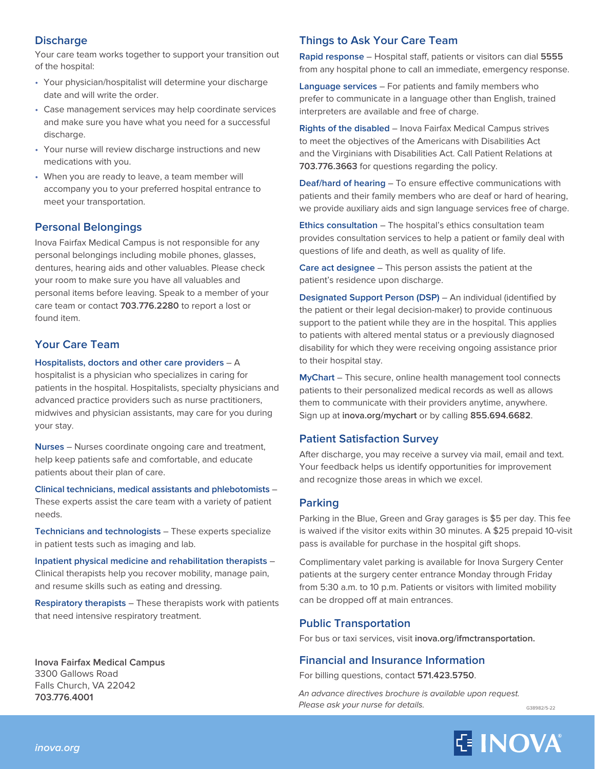## Discharge

Your care team works together to support your transition out of the hospital:

- Your physician/hospitalist will determine your discharge date and will write the order.
- Case management services may help coordinate services and make sure you have what you need for a successful discharge.
- Your nurse will review discharge instructions and new medications with you.
- When you are ready to leave, a team member will accompany you to your preferred hospital entrance to meet your transportation.

## Personal Belongings

Inova Fairfax Medical Campus is not responsible for any personal belongings including mobile phones, glasses, dentures, hearing aids and other valuables. Please check your room to make sure you have all valuables and personal items before leaving. Speak to a member of your care team or contact **703.776.2280** to report a lost or found item.

## Your Care Team

**Hospitalists, doctors and other care providers** – A hospitalist is a physician who specializes in caring for patients in the hospital. Hospitalists, specialty physicians and advanced practice providers such as nurse practitioners, midwives and physician assistants, may care for you during your stay.

**Nurses** – Nurses coordinate ongoing care and treatment, help keep patients safe and comfortable, and educate patients about their plan of care.

**Clinical technicians, medical assistants and phlebotomists** – These experts assist the care team with a variety of patient needs.

**Technicians and technologists** – These experts specialize in patient tests such as imaging and lab.

**Inpatient physical medicine and rehabilitation therapists** – Clinical therapists help you recover mobility, manage pain, and resume skills such as eating and dressing.

**Respiratory therapists** – These therapists work with patients that need intensive respiratory treatment.

**Inova Fairfax Medical Campus**
3300 Gallows Road
Falls Church, VA 22042
**703.776.4001**

## Things to Ask Your Care Team

**Rapid response** – Hospital staff, patients or visitors can dial **5555** from any hospital phone to call an immediate, emergency response.

**Language services** – For patients and family members who prefer to communicate in a language other than English, trained interpreters are available and free of charge.

**Rights of the disabled** – Inova Fairfax Medical Campus strives to meet the objectives of the Americans with Disabilities Act and the Virginians with Disabilities Act. Call Patient Relations at **703.776.3663** for questions regarding the policy.

**Deaf/hard of hearing** – To ensure effective communications with patients and their family members who are deaf or hard of hearing, we provide auxiliary aids and sign language services free of charge.

**Ethics consultation** – The hospital's ethics consultation team provides consultation services to help a patient or family deal with questions of life and death, as well as quality of life.

**Care act designee** – This person assists the patient at the patient's residence upon discharge.

**Designated Support Person (DSP)** – An individual (identified by the patient or their legal decision-maker) to provide continuous support to the patient while they are in the hospital. This applies to patients with altered mental status or a previously diagnosed disability for which they were receiving ongoing assistance prior to their hospital stay.

**MyChart** – This secure, online health management tool connects patients to their personalized medical records as well as allows them to communicate with their providers anytime, anywhere. Sign up at **inova.org/mychart** or by calling **855.694.6682**.

## Patient Satisfaction Survey

After discharge, you may receive a survey via mail, email and text. Your feedback helps us identify opportunities for improvement and recognize those areas in which we excel.

## Parking

Parking in the Blue, Green and Gray garages is $5 per day. This fee is waived if the visitor exits within 30 minutes. A $25 prepaid 10-visit pass is available for purchase in the hospital gift shops.

Complimentary valet parking is available for Inova Surgery Center patients at the surgery center entrance Monday through Friday from 5:30 a.m. to 10 p.m. Patients or visitors with limited mobility can be dropped off at main entrances.

## Public Transportation

For bus or taxi services, visit **inova.org/ifmctransportation.**

## Financial and Insurance Information

For billing questions, contact **571.423.5750**.

*An advance directives brochure is available upon request. Please ask your nurse for details.*

G38982/5-22

*inova.org*

INOVA®